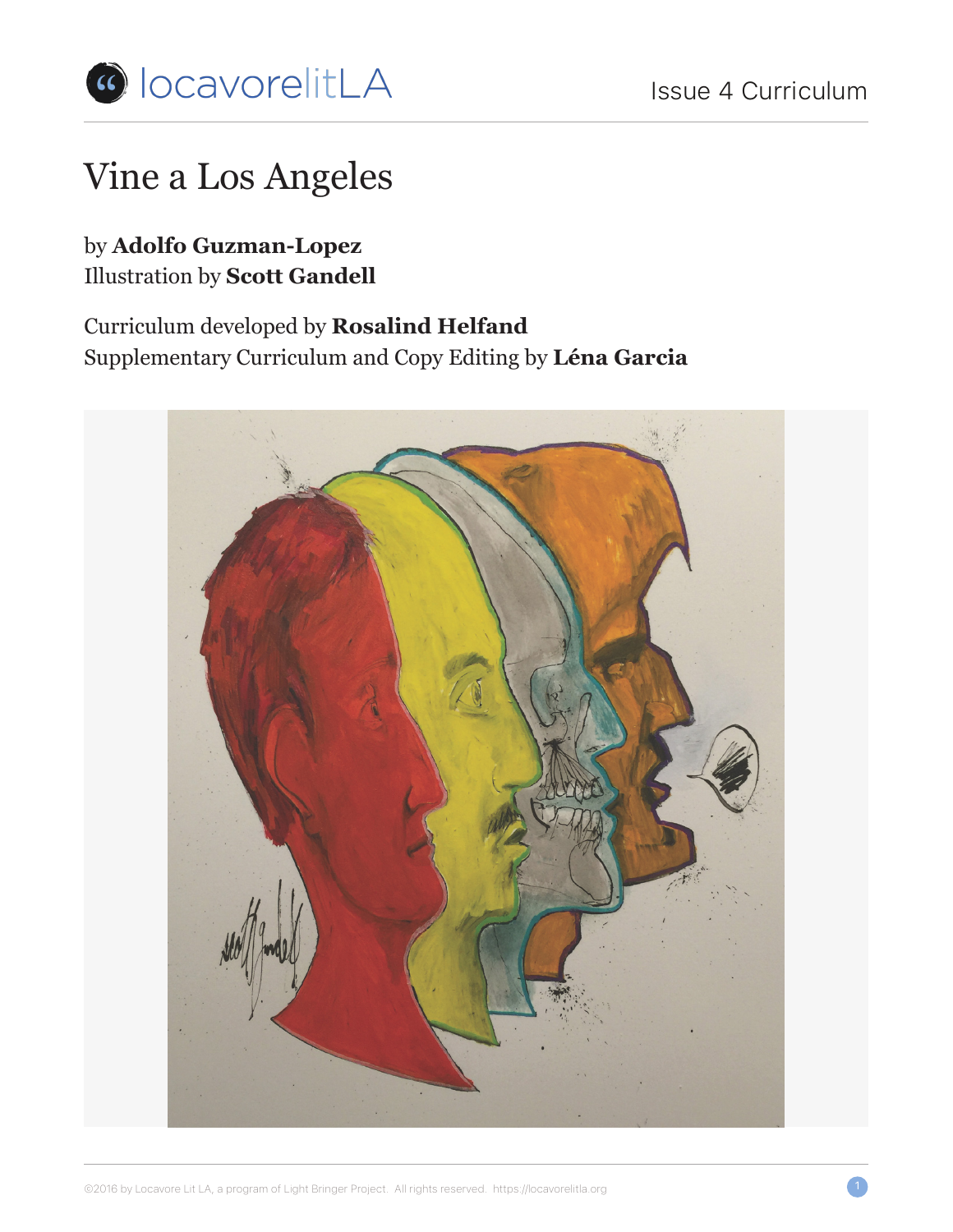# Vine a Los Angeles

by **Adolfo Guzman-Lopez**
Illustration by **Scott Gandell**

Curriculum developed by **Rosalind Helfand**
Supplementary Curriculum and Copy Editing by **Léna Garcia**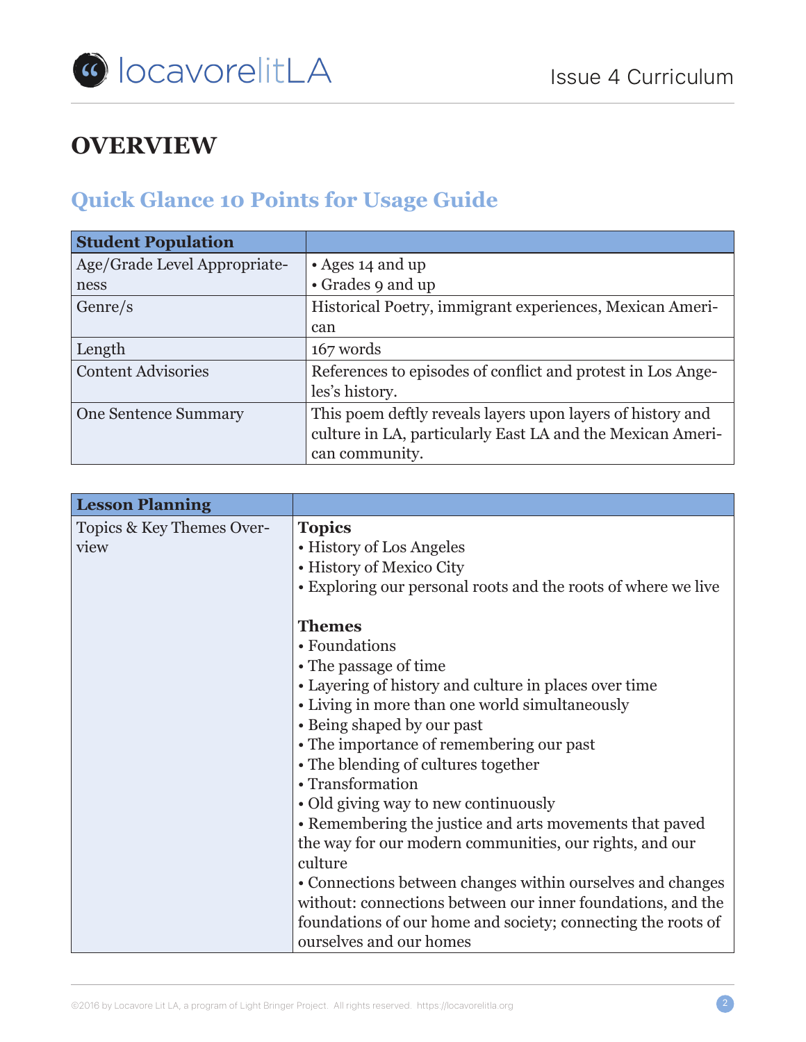# OVERVIEW

## Quick Glance 10 Points for Usage Guide

| Student Population | |
|---|---|
| Age/Grade Level Appropriateness | • Ages 14 and up<br>• Grades 9 and up |
| Genre/s | Historical Poetry, immigrant experiences, Mexican American |
| Length | 167 words |
| Content Advisories | References to episodes of conflict and protest in Los Angeles's history. |
| One Sentence Summary | This poem deftly reveals layers upon layers of history and culture in LA, particularly East LA and the Mexican American community. |

| Lesson Planning | |
|---|---|
| Topics & Key Themes Overview | **Topics**<br>• History of Los Angeles<br>• History of Mexico City<br>• Exploring our personal roots and the roots of where we live<br><br>**Themes**<br>• Foundations<br>• The passage of time<br>• Layering of history and culture in places over time<br>• Living in more than one world simultaneously<br>• Being shaped by our past<br>• The importance of remembering our past<br>• The blending of cultures together<br>• Transformation<br>• Old giving way to new continuously<br>• Remembering the justice and arts movements that paved the way for our modern communities, our rights, and our culture<br>• Connections between changes within ourselves and changes without: connections between our inner foundations, and the foundations of our home and society; connecting the roots of ourselves and our homes |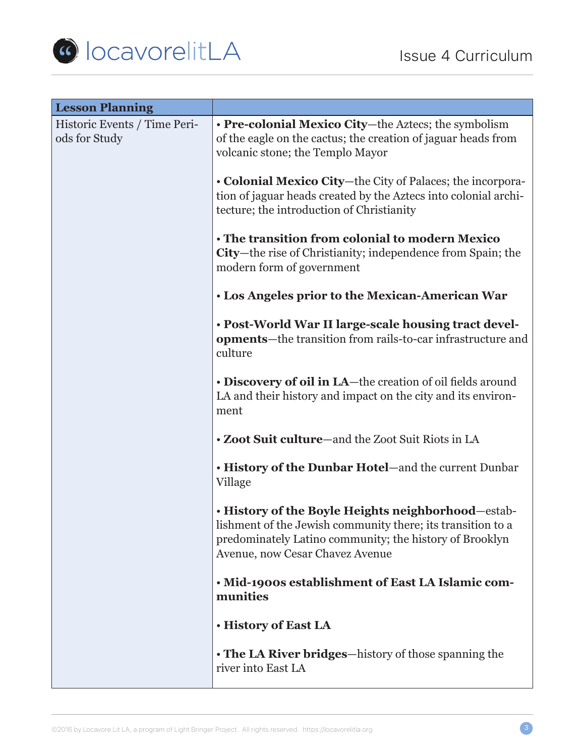| Lesson Planning | |
|---|---|
| Historic Events / Time Periods for Study | • **Pre-colonial Mexico City**—the Aztecs; the symbolism of the eagle on the cactus; the creation of jaguar heads from volcanic stone; the Templo Mayor<br><br>• **Colonial Mexico City**—the City of Palaces; the incorporation of jaguar heads created by the Aztecs into colonial architecture; the introduction of Christianity<br><br>• **The transition from colonial to modern Mexico City**—the rise of Christianity; independence from Spain; the modern form of government<br><br>• **Los Angeles prior to the Mexican-American War**<br><br>• **Post-World War II large-scale housing tract developments**—the transition from rails-to-car infrastructure and culture<br><br>• **Discovery of oil in LA**—the creation of oil fields around LA and their history and impact on the city and its environment<br><br>• **Zoot Suit culture**—and the Zoot Suit Riots in LA<br><br>• **History of the Dunbar Hotel**—and the current Dunbar Village<br><br>• **History of the Boyle Heights neighborhood**—establishment of the Jewish community there; its transition to a predominately Latino community; the history of Brooklyn Avenue, now Cesar Chavez Avenue<br><br>• **Mid-1900s establishment of East LA Islamic communities**<br><br>• **History of East LA**<br><br>• **The LA River bridges**—history of those spanning the river into East LA |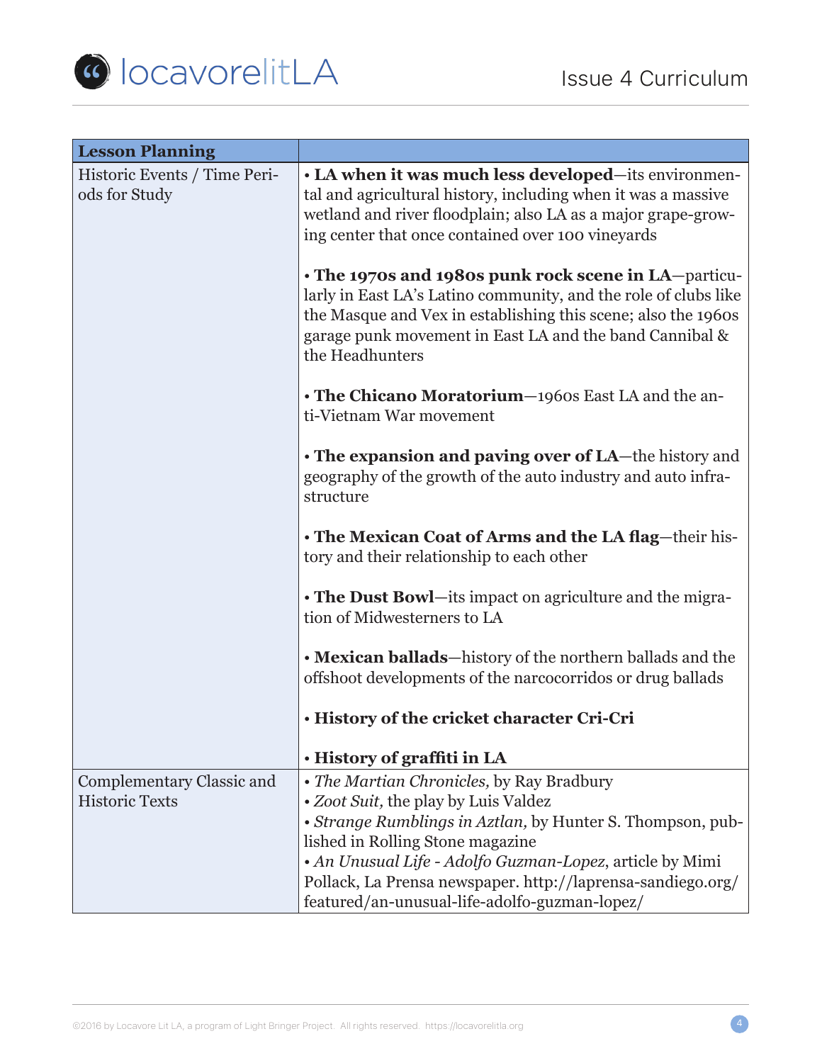| Lesson Planning | |
|---|---|
| Historic Events / Time Periods for Study | • **LA when it was much less developed**—its environmental and agricultural history, including when it was a massive wetland and river floodplain; also LA as a major grape-growing center that once contained over 100 vineyards<br><br>• **The 1970s and 1980s punk rock scene in LA**—particularly in East LA's Latino community, and the role of clubs like the Masque and Vex in establishing this scene; also the 1960s garage punk movement in East LA and the band Cannibal & the Headhunters<br><br>• **The Chicano Moratorium**—1960s East LA and the anti-Vietnam War movement<br><br>• **The expansion and paving over of LA**—the history and geography of the growth of the auto industry and auto infrastructure<br><br>• **The Mexican Coat of Arms and the LA flag**—their history and their relationship to each other<br><br>• **The Dust Bowl**—its impact on agriculture and the migration of Midwesterners to LA<br><br>• **Mexican ballads**—history of the northern ballads and the offshoot developments of the narcocorridos or drug ballads<br><br>• **History of the cricket character Cri-Cri**<br><br>• **History of graffiti in LA** |
| Complementary Classic and Historic Texts | • *The Martian Chronicles,* by Ray Bradbury<br>• *Zoot Suit,* the play by Luis Valdez<br>• *Strange Rumblings in Aztlan,* by Hunter S. Thompson, published in Rolling Stone magazine<br>• *An Unusual Life - Adolfo Guzman-Lopez*, article by Mimi Pollack, La Prensa newspaper. http://laprensa-sandiego.org/featured/an-unusual-life-adolfo-guzman-lopez/ |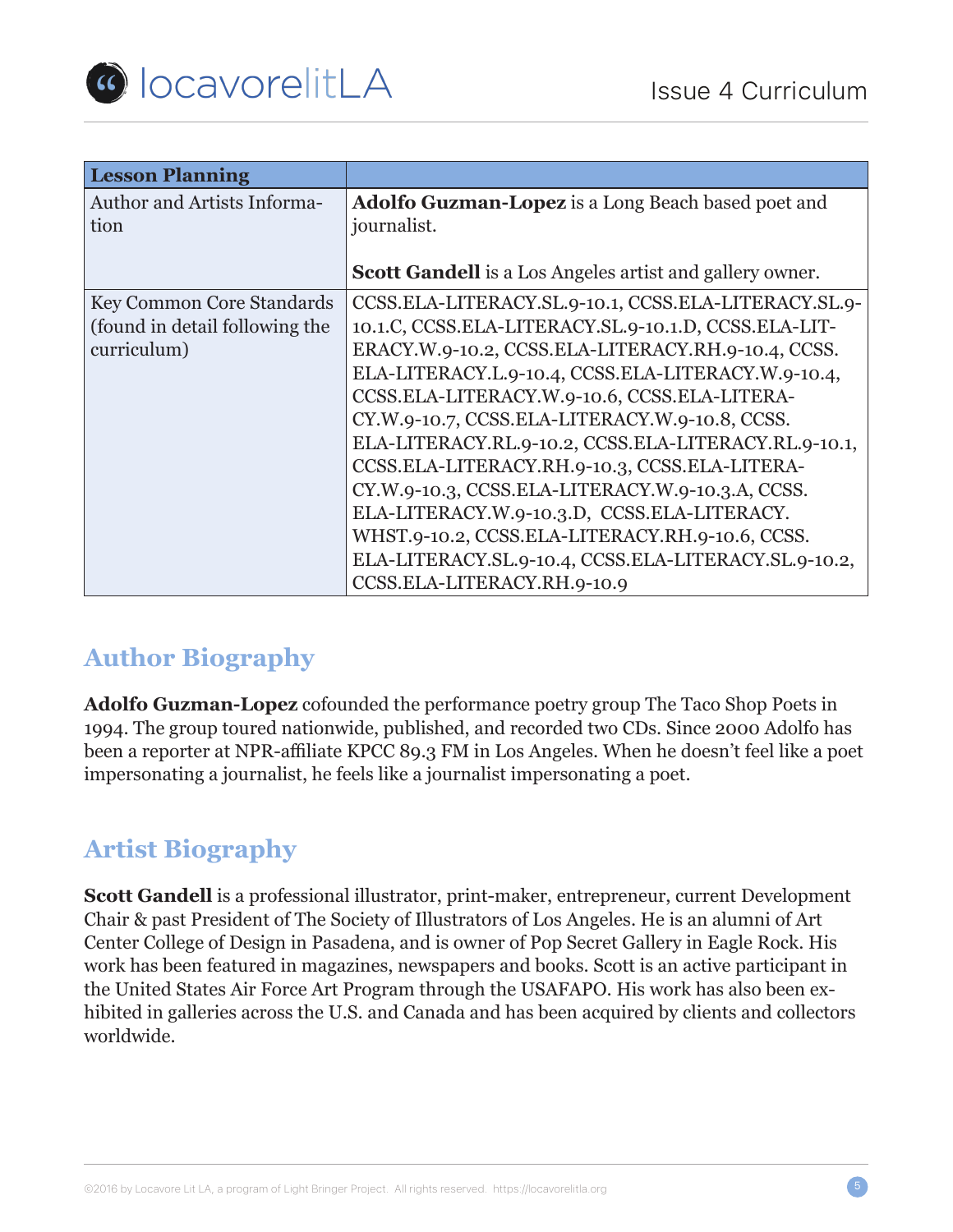| Lesson Planning | |
|---|---|
| Author and Artists Information | **Adolfo Guzman-Lopez** is a Long Beach based poet and journalist.<br><br>**Scott Gandell** is a Los Angeles artist and gallery owner. |
| Key Common Core Standards (found in detail following the curriculum) | CCSS.ELA-LITERACY.SL.9-10.1, CCSS.ELA-LITERACY.SL.9-10.1.C, CCSS.ELA-LITERACY.SL.9-10.1.D, CCSS.ELA-LITERACY.W.9-10.2, CCSS.ELA-LITERACY.RH.9-10.4, CCSS.ELA-LITERACY.L.9-10.4, CCSS.ELA-LITERACY.W.9-10.4, CCSS.ELA-LITERACY.W.9-10.6, CCSS.ELA-LITERACY.W.9-10.7, CCSS.ELA-LITERACY.W.9-10.8, CCSS.ELA-LITERACY.RL.9-10.2, CCSS.ELA-LITERACY.RL.9-10.1, CCSS.ELA-LITERACY.RH.9-10.3, CCSS.ELA-LITERACY.W.9-10.3, CCSS.ELA-LITERACY.W.9-10.3.A, CCSS.ELA-LITERACY.W.9-10.3.D, CCSS.ELA-LITERACY.WHST.9-10.2, CCSS.ELA-LITERACY.RH.9-10.6, CCSS.ELA-LITERACY.SL.9-10.4, CCSS.ELA-LITERACY.SL.9-10.2, CCSS.ELA-LITERACY.RH.9-10.9 |

## Author Biography

**Adolfo Guzman-Lopez** cofounded the performance poetry group The Taco Shop Poets in 1994. The group toured nationwide, published, and recorded two CDs. Since 2000 Adolfo has been a reporter at NPR-affiliate KPCC 89.3 FM in Los Angeles. When he doesn't feel like a poet impersonating a journalist, he feels like a journalist impersonating a poet.

## Artist Biography

**Scott Gandell** is a professional illustrator, print-maker, entrepreneur, current Development Chair & past President of The Society of Illustrators of Los Angeles. He is an alumni of Art Center College of Design in Pasadena, and is owner of Pop Secret Gallery in Eagle Rock. His work has been featured in magazines, newspapers and books. Scott is an active participant in the United States Air Force Art Program through the USAFAPO. His work has also been exhibited in galleries across the U.S. and Canada and has been acquired by clients and collectors worldwide.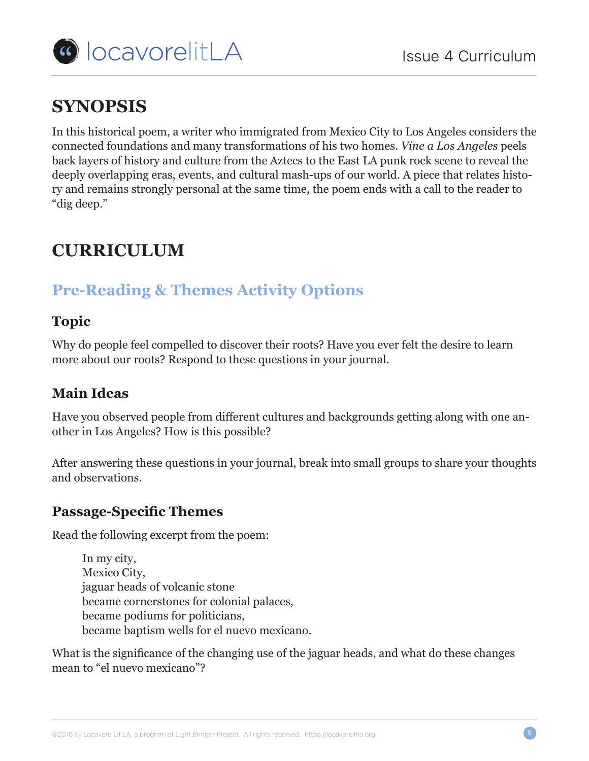# SYNOPSIS

In this historical poem, a writer who immigrated from Mexico City to Los Angeles considers the connected foundations and many transformations of his two homes. *Vine a Los Angeles* peels back layers of history and culture from the Aztecs to the East LA punk rock scene to reveal the deeply overlapping eras, events, and cultural mash-ups of our world. A piece that relates history and remains strongly personal at the same time, the poem ends with a call to the reader to "dig deep."

# CURRICULUM

## Pre-Reading & Themes Activity Options

### Topic

Why do people feel compelled to discover their roots? Have you ever felt the desire to learn more about our roots? Respond to these questions in your journal.

### Main Ideas

Have you observed people from different cultures and backgrounds getting along with one another in Los Angeles? How is this possible?

After answering these questions in your journal, break into small groups to share your thoughts and observations.

### Passage-Specific Themes

Read the following excerpt from the poem:

> In my city,
> Mexico City,
> jaguar heads of volcanic stone
> became cornerstones for colonial palaces,
> became podiums for politicians,
> became baptism wells for el nuevo mexicano.

What is the significance of the changing use of the jaguar heads, and what do these changes mean to "el nuevo mexicano"?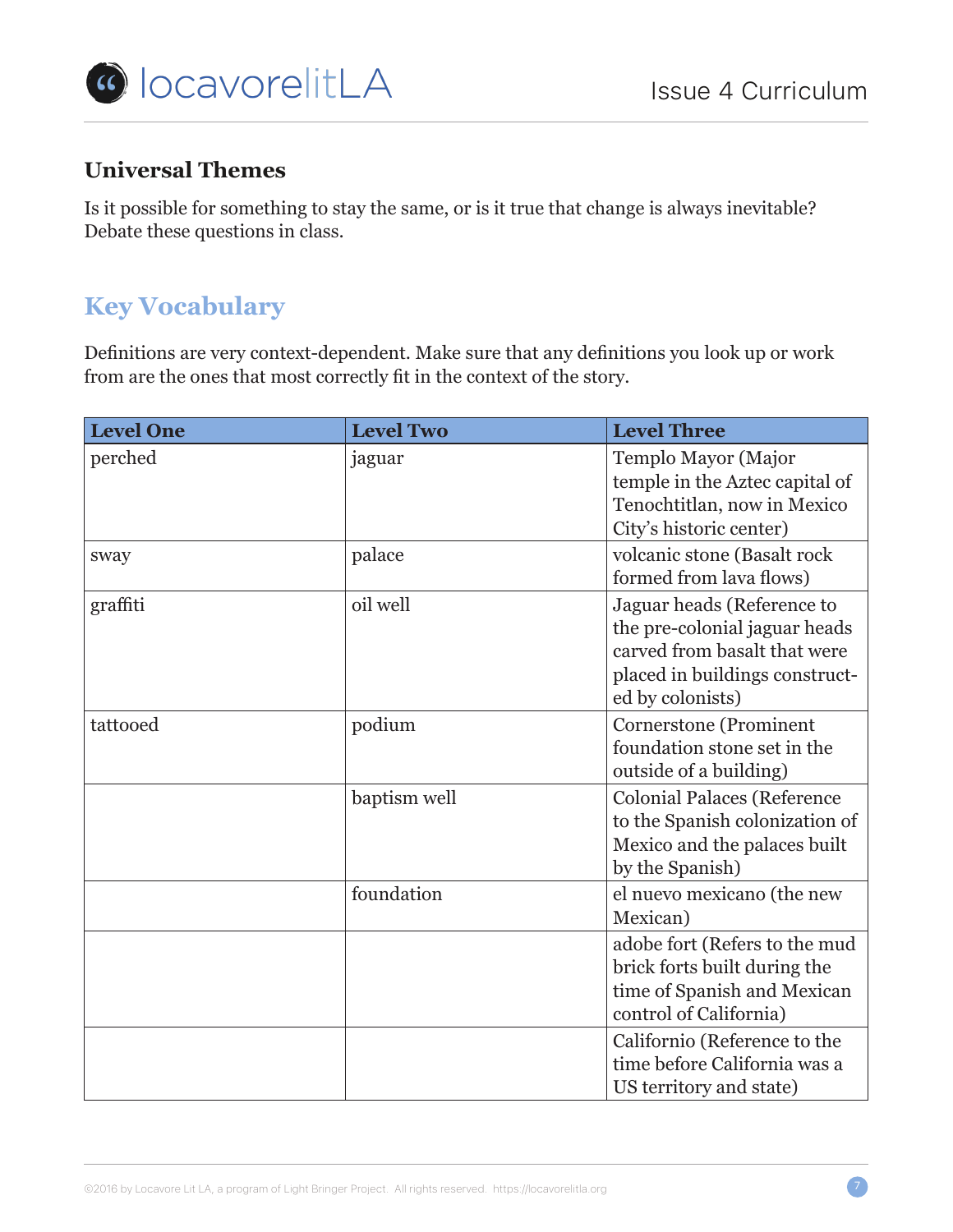## Universal Themes

Is it possible for something to stay the same, or is it true that change is always inevitable? Debate these questions in class.

## Key Vocabulary

Definitions are very context-dependent. Make sure that any definitions you look up or work from are the ones that most correctly fit in the context of the story.

| Level One | Level Two | Level Three |
|---|---|---|
| perched | jaguar | Templo Mayor (Major temple in the Aztec capital of Tenochtitlan, now in Mexico City's historic center) |
| sway | palace | volcanic stone (Basalt rock formed from lava flows) |
| graffiti | oil well | Jaguar heads (Reference to the pre-colonial jaguar heads carved from basalt that were placed in buildings constructed by colonists) |
| tattooed | podium | Cornerstone (Prominent foundation stone set in the outside of a building) |
| | baptism well | Colonial Palaces (Reference to the Spanish colonization of Mexico and the palaces built by the Spanish) |
| | foundation | el nuevo mexicano (the new Mexican) |
| | | adobe fort (Refers to the mud brick forts built during the time of Spanish and Mexican control of California) |
| | | Californio (Reference to the time before California was a US territory and state) |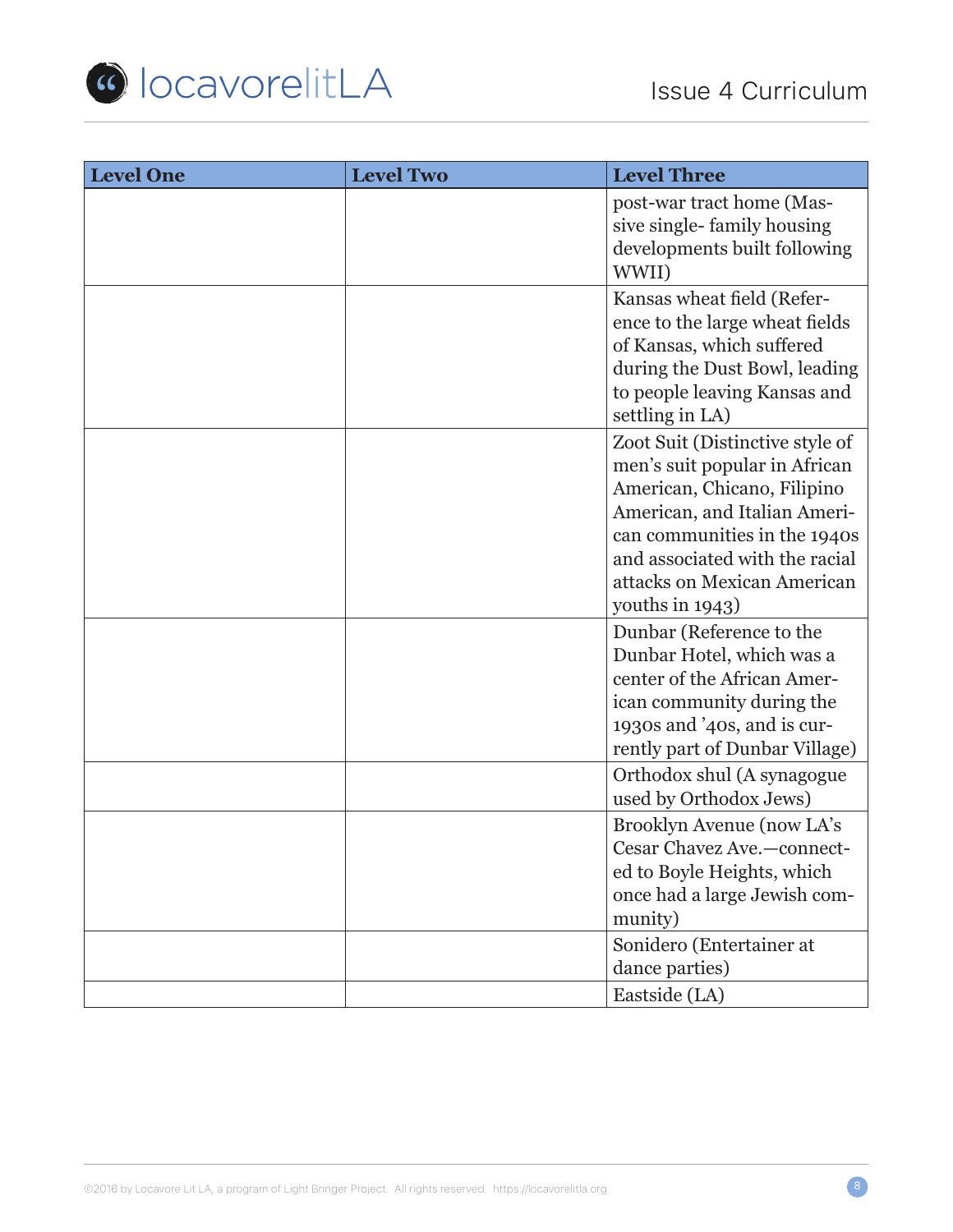| Level One | Level Two | Level Three |
|---|---|---|
| | | post-war tract home (Massive single- family housing developments built following WWII) |
| | | Kansas wheat field (Reference to the large wheat fields of Kansas, which suffered during the Dust Bowl, leading to people leaving Kansas and settling in LA) |
| | | Zoot Suit (Distinctive style of men's suit popular in African American, Chicano, Filipino American, and Italian American communities in the 1940s and associated with the racial attacks on Mexican American youths in 1943) |
| | | Dunbar (Reference to the Dunbar Hotel, which was a center of the African American community during the 1930s and '40s, and is currently part of Dunbar Village) |
| | | Orthodox shul (A synagogue used by Orthodox Jews) |
| | | Brooklyn Avenue (now LA's Cesar Chavez Ave.—connected to Boyle Heights, which once had a large Jewish community) |
| | | Sonidero (Entertainer at dance parties) |
| | | Eastside (LA) |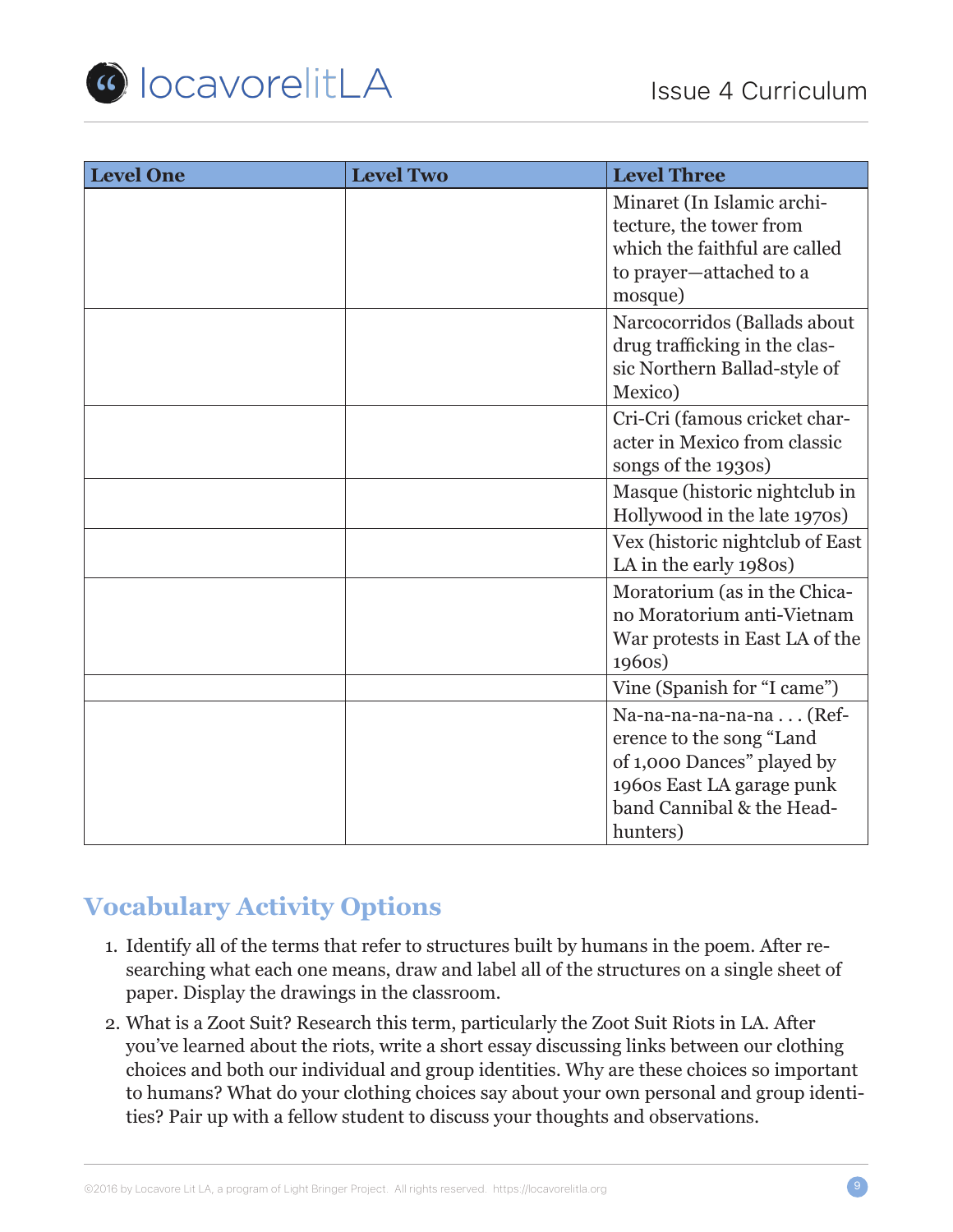| Level One | Level Two | Level Three |
|---|---|---|
| | | Minaret (In Islamic architecture, the tower from which the faithful are called to prayer—attached to a mosque) |
| | | Narcocorridos (Ballads about drug trafficking in the classic Northern Ballad-style of Mexico) |
| | | Cri-Cri (famous cricket character in Mexico from classic songs of the 1930s) |
| | | Masque (historic nightclub in Hollywood in the late 1970s) |
| | | Vex (historic nightclub of East LA in the early 1980s) |
| | | Moratorium (as in the Chicano Moratorium anti-Vietnam War protests in East LA of the 1960s) |
| | | Vine (Spanish for "I came") |
| | | Na-na-na-na-na . . . (Reference to the song "Land of 1,000 Dances" played by 1960s East LA garage punk band Cannibal & the Headhunters) |

## Vocabulary Activity Options

1. Identify all of the terms that refer to structures built by humans in the poem. After researching what each one means, draw and label all of the structures on a single sheet of paper. Display the drawings in the classroom.
2. What is a Zoot Suit? Research this term, particularly the Zoot Suit Riots in LA. After you've learned about the riots, write a short essay discussing links between our clothing choices and both our individual and group identities. Why are these choices so important to humans? What do your clothing choices say about your own personal and group identities? Pair up with a fellow student to discuss your thoughts and observations.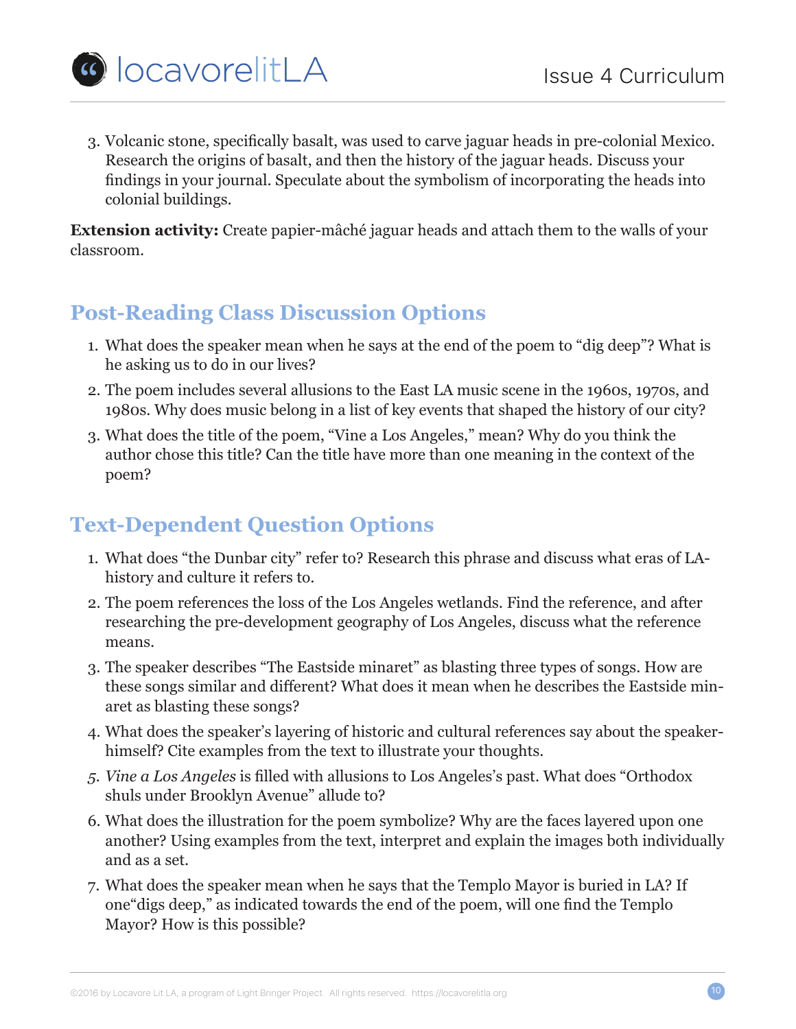3. Volcanic stone, specifically basalt, was used to carve jaguar heads in pre-colonial Mexico. Research the origins of basalt, and then the history of the jaguar heads. Discuss your findings in your journal. Speculate about the symbolism of incorporating the heads into colonial buildings.

**Extension activity:** Create papier-mâché jaguar heads and attach them to the walls of your classroom.

## Post-Reading Class Discussion Options

1. What does the speaker mean when he says at the end of the poem to "dig deep"? What is he asking us to do in our lives?
2. The poem includes several allusions to the East LA music scene in the 1960s, 1970s, and 1980s. Why does music belong in a list of key events that shaped the history of our city?
3. What does the title of the poem, "Vine a Los Angeles," mean? Why do you think the author chose this title? Can the title have more than one meaning in the context of the poem?

## Text-Dependent Question Options

1. What does "the Dunbar city" refer to? Research this phrase and discuss what eras of LA-history and culture it refers to.
2. The poem references the loss of the Los Angeles wetlands. Find the reference, and after researching the pre-development geography of Los Angeles, discuss what the reference means.
3. The speaker describes "The Eastside minaret" as blasting three types of songs. How are these songs similar and different? What does it mean when he describes the Eastside minaret as blasting these songs?
4. What does the speaker's layering of historic and cultural references say about the speaker-himself? Cite examples from the text to illustrate your thoughts.
5. *Vine a Los Angeles* is filled with allusions to Los Angeles's past. What does "Orthodox shuls under Brooklyn Avenue" allude to?
6. What does the illustration for the poem symbolize? Why are the faces layered upon one another? Using examples from the text, interpret and explain the images both individually and as a set.
7. What does the speaker mean when he says that the Templo Mayor is buried in LA? If one"digs deep," as indicated towards the end of the poem, will one find the Templo Mayor? How is this possible?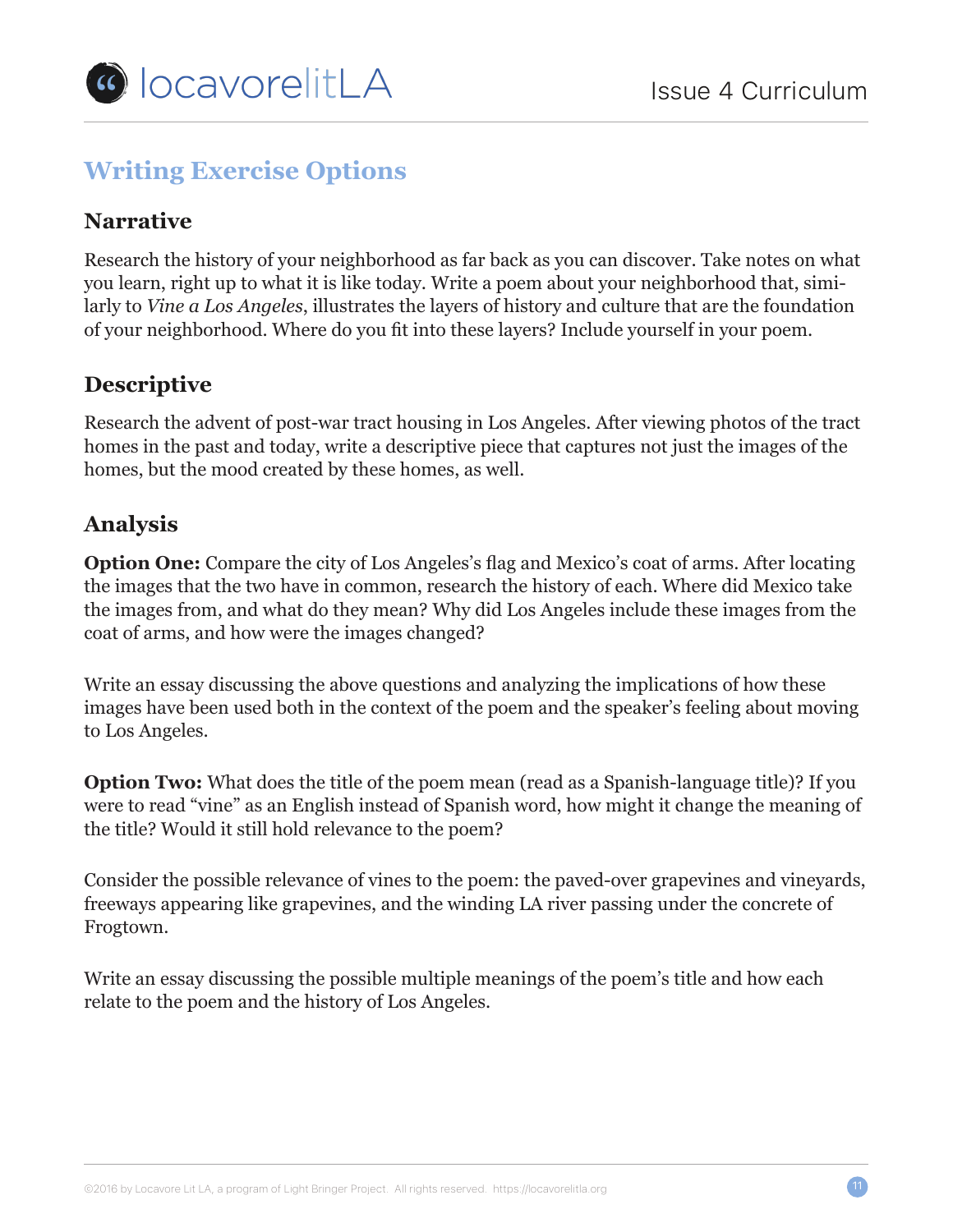## Writing Exercise Options

### Narrative

Research the history of your neighborhood as far back as you can discover. Take notes on what you learn, right up to what it is like today. Write a poem about your neighborhood that, similarly to *Vine a Los Angeles*, illustrates the layers of history and culture that are the foundation of your neighborhood. Where do you fit into these layers? Include yourself in your poem.

### Descriptive

Research the advent of post-war tract housing in Los Angeles. After viewing photos of the tract homes in the past and today, write a descriptive piece that captures not just the images of the homes, but the mood created by these homes, as well.

### Analysis

**Option One:** Compare the city of Los Angeles's flag and Mexico's coat of arms. After locating the images that the two have in common, research the history of each. Where did Mexico take the images from, and what do they mean? Why did Los Angeles include these images from the coat of arms, and how were the images changed?

Write an essay discussing the above questions and analyzing the implications of how these images have been used both in the context of the poem and the speaker's feeling about moving to Los Angeles.

**Option Two:** What does the title of the poem mean (read as a Spanish-language title)? If you were to read "vine" as an English instead of Spanish word, how might it change the meaning of the title? Would it still hold relevance to the poem?

Consider the possible relevance of vines to the poem: the paved-over grapevines and vineyards, freeways appearing like grapevines, and the winding LA river passing under the concrete of Frogtown.

Write an essay discussing the possible multiple meanings of the poem's title and how each relate to the poem and the history of Los Angeles.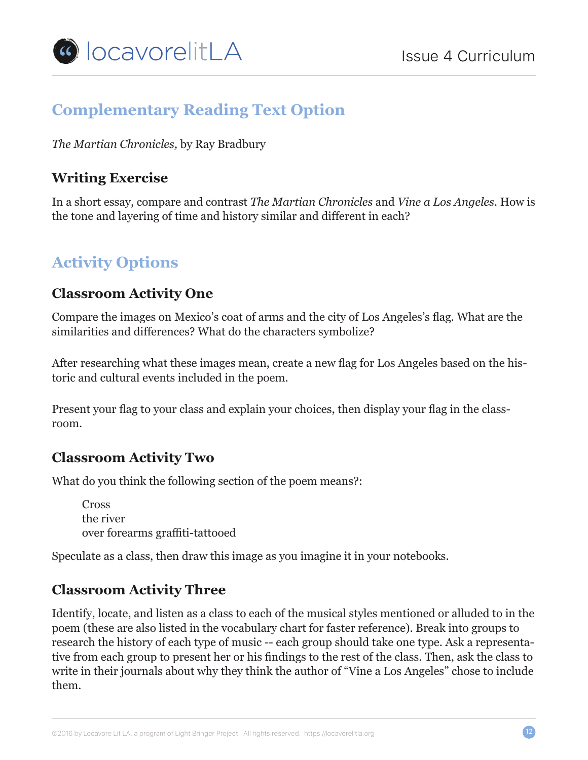## Complementary Reading Text Option

*The Martian Chronicles,* by Ray Bradbury

### Writing Exercise

In a short essay, compare and contrast *The Martian Chronicles* and *Vine a Los Angeles*. How is the tone and layering of time and history similar and different in each?

## Activity Options

### Classroom Activity One

Compare the images on Mexico's coat of arms and the city of Los Angeles's flag. What are the similarities and differences? What do the characters symbolize?

After researching what these images mean, create a new flag for Los Angeles based on the historic and cultural events included in the poem.

Present your flag to your class and explain your choices, then display your flag in the classroom.

### Classroom Activity Two

What do you think the following section of the poem means?:

> Cross
> the river
> over forearms graffiti-tattooed

Speculate as a class, then draw this image as you imagine it in your notebooks.

### Classroom Activity Three

Identify, locate, and listen as a class to each of the musical styles mentioned or alluded to in the poem (these are also listed in the vocabulary chart for faster reference). Break into groups to research the history of each type of music -- each group should take one type. Ask a representative from each group to present her or his findings to the rest of the class. Then, ask the class to write in their journals about why they think the author of "Vine a Los Angeles" chose to include them.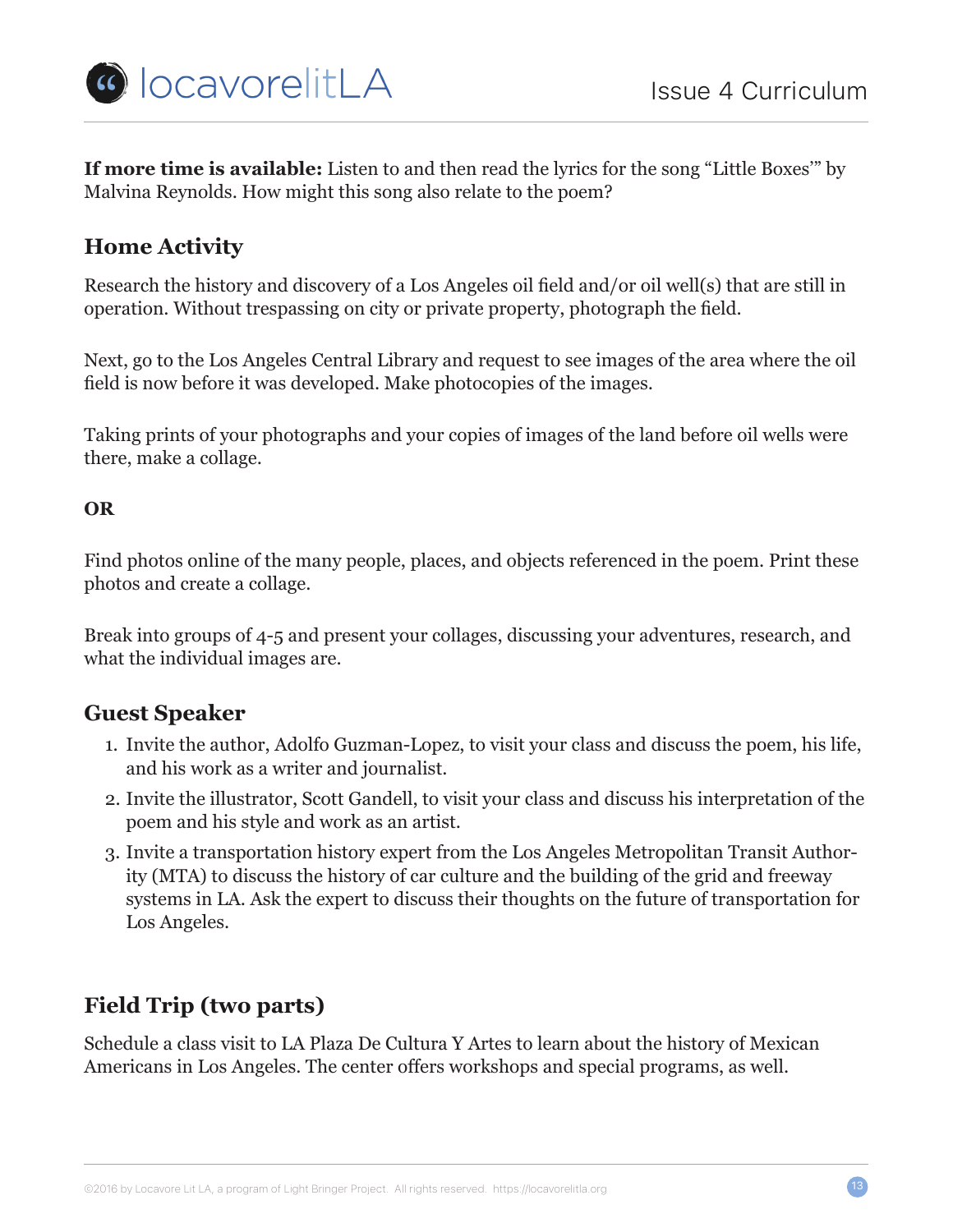**If more time is available:** Listen to and then read the lyrics for the song "Little Boxes'" by Malvina Reynolds. How might this song also relate to the poem?

## Home Activity

Research the history and discovery of a Los Angeles oil field and/or oil well(s) that are still in operation. Without trespassing on city or private property, photograph the field.

Next, go to the Los Angeles Central Library and request to see images of the area where the oil field is now before it was developed. Make photocopies of the images.

Taking prints of your photographs and your copies of images of the land before oil wells were there, make a collage.

**OR**

Find photos online of the many people, places, and objects referenced in the poem. Print these photos and create a collage.

Break into groups of 4-5 and present your collages, discussing your adventures, research, and what the individual images are.

## Guest Speaker

1. Invite the author, Adolfo Guzman-Lopez, to visit your class and discuss the poem, his life, and his work as a writer and journalist.
2. Invite the illustrator, Scott Gandell, to visit your class and discuss his interpretation of the poem and his style and work as an artist.
3. Invite a transportation history expert from the Los Angeles Metropolitan Transit Authority (MTA) to discuss the history of car culture and the building of the grid and freeway systems in LA. Ask the expert to discuss their thoughts on the future of transportation for Los Angeles.

## Field Trip (two parts)

Schedule a class visit to LA Plaza De Cultura Y Artes to learn about the history of Mexican Americans in Los Angeles. The center offers workshops and special programs, as well.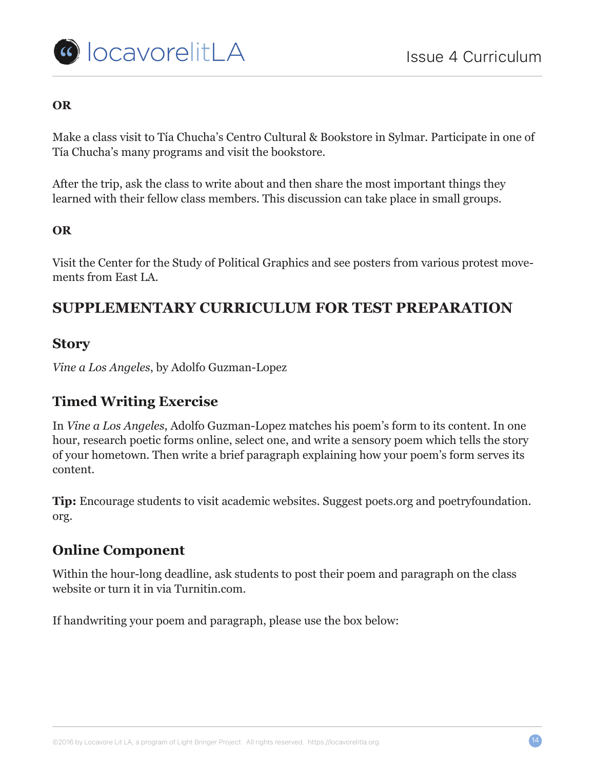**OR**

Make a class visit to Tía Chucha's Centro Cultural & Bookstore in Sylmar. Participate in one of Tía Chucha's many programs and visit the bookstore.

After the trip, ask the class to write about and then share the most important things they learned with their fellow class members. This discussion can take place in small groups.

**OR**

Visit the Center for the Study of Political Graphics and see posters from various protest movements from East LA.

## SUPPLEMENTARY CURRICULUM FOR TEST PREPARATION

### Story

*Vine a Los Angeles*, by Adolfo Guzman-Lopez

### Timed Writing Exercise

In *Vine a Los Angeles*, Adolfo Guzman-Lopez matches his poem's form to its content. In one hour, research poetic forms online, select one, and write a sensory poem which tells the story of your hometown. Then write a brief paragraph explaining how your poem's form serves its content.

**Tip:** Encourage students to visit academic websites. Suggest poets.org and poetryfoundation.org.

### Online Component

Within the hour-long deadline, ask students to post their poem and paragraph on the class website or turn it in via Turnitin.com.

If handwriting your poem and paragraph, please use the box below: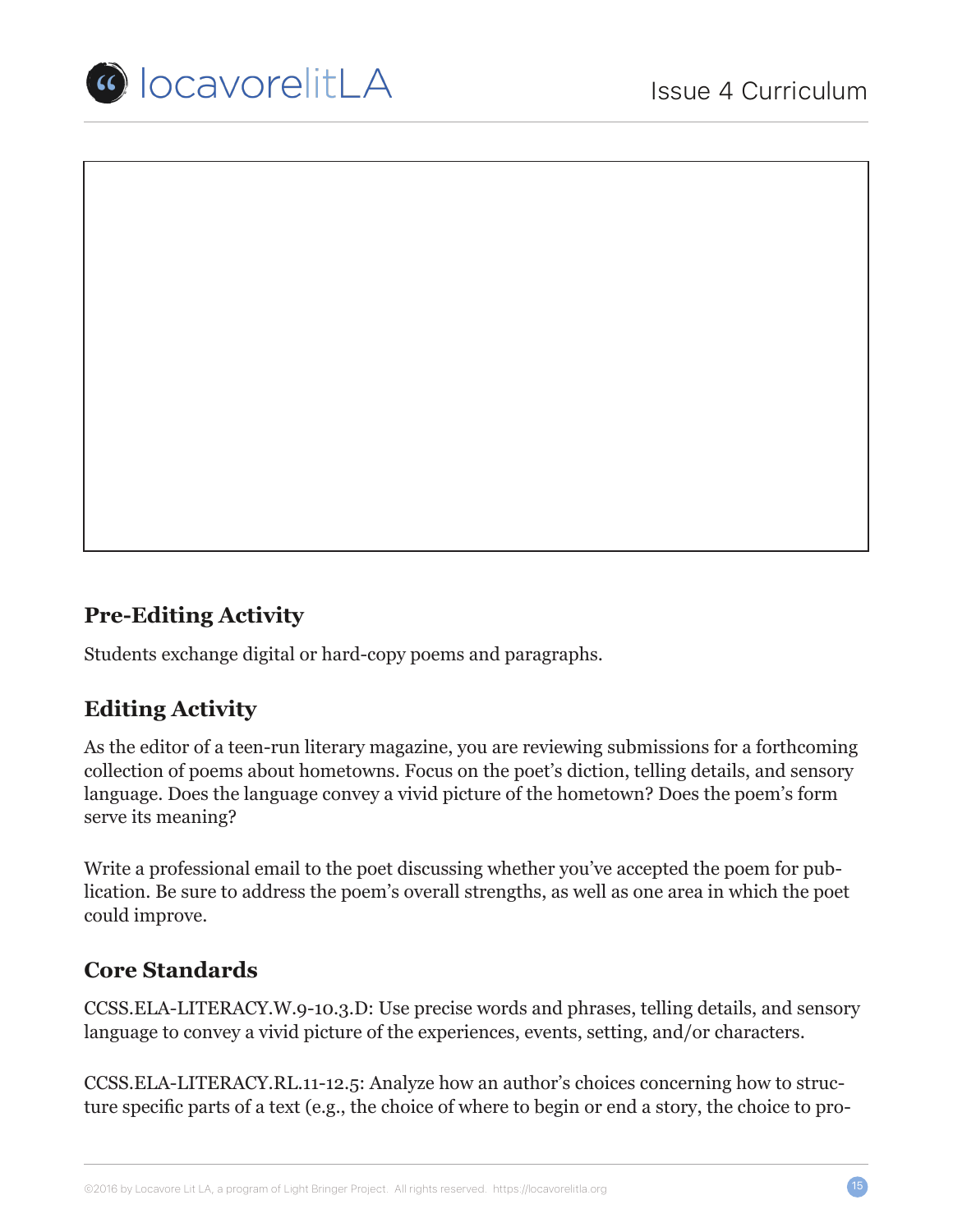## Pre-Editing Activity

Students exchange digital or hard-copy poems and paragraphs.

## Editing Activity

As the editor of a teen-run literary magazine, you are reviewing submissions for a forthcoming collection of poems about hometowns. Focus on the poet's diction, telling details, and sensory language. Does the language convey a vivid picture of the hometown? Does the poem's form serve its meaning?

Write a professional email to the poet discussing whether you've accepted the poem for publication. Be sure to address the poem's overall strengths, as well as one area in which the poet could improve.

## Core Standards

CCSS.ELA-LITERACY.W.9-10.3.D: Use precise words and phrases, telling details, and sensory language to convey a vivid picture of the experiences, events, setting, and/or characters.

CCSS.ELA-LITERACY.RL.11-12.5: Analyze how an author's choices concerning how to structure specific parts of a text (e.g., the choice of where to begin or end a story, the choice to pro-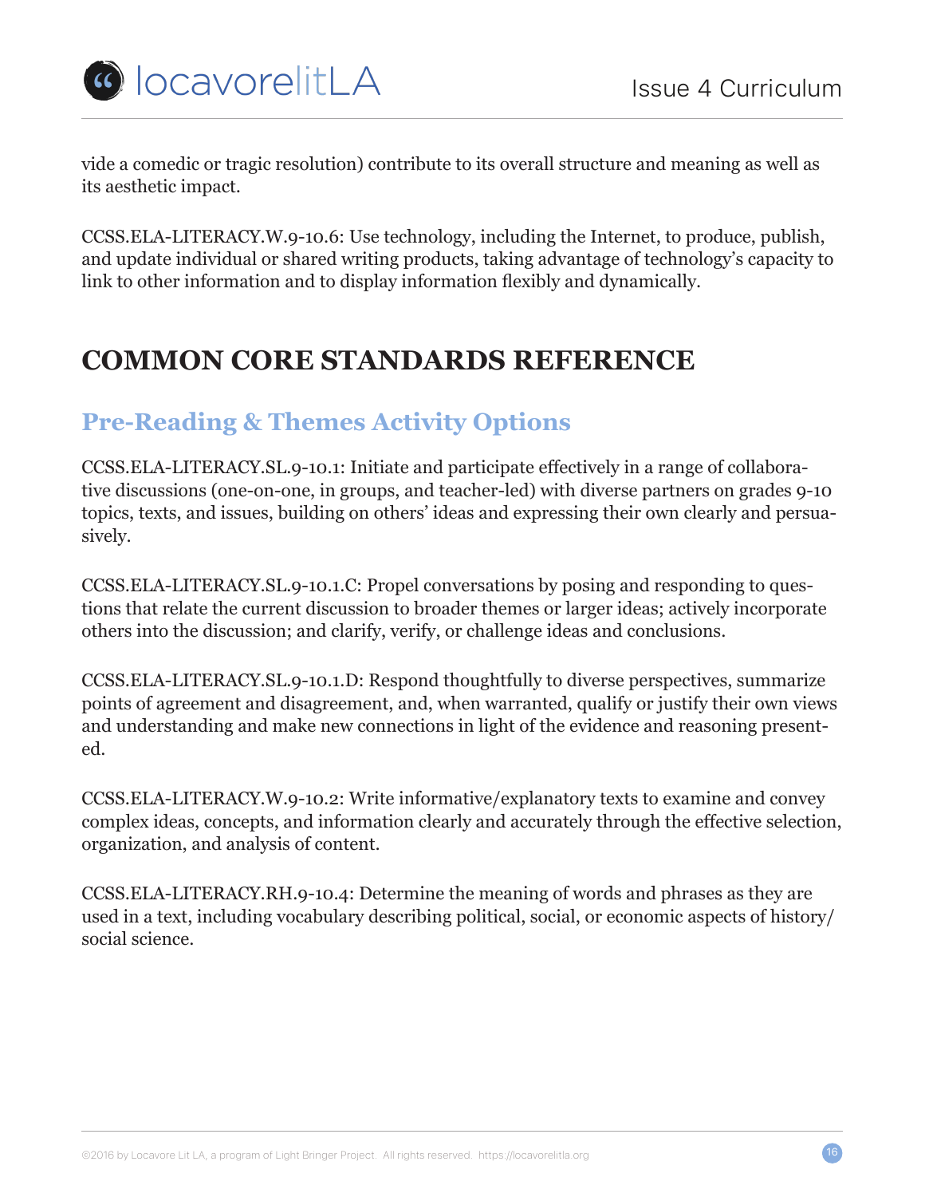vide a comedic or tragic resolution) contribute to its overall structure and meaning as well as its aesthetic impact.

CCSS.ELA-LITERACY.W.9-10.6: Use technology, including the Internet, to produce, publish, and update individual or shared writing products, taking advantage of technology's capacity to link to other information and to display information flexibly and dynamically.

# COMMON CORE STANDARDS REFERENCE

## Pre-Reading & Themes Activity Options

CCSS.ELA-LITERACY.SL.9-10.1: Initiate and participate effectively in a range of collaborative discussions (one-on-one, in groups, and teacher-led) with diverse partners on grades 9-10 topics, texts, and issues, building on others' ideas and expressing their own clearly and persuasively.

CCSS.ELA-LITERACY.SL.9-10.1.C: Propel conversations by posing and responding to questions that relate the current discussion to broader themes or larger ideas; actively incorporate others into the discussion; and clarify, verify, or challenge ideas and conclusions.

CCSS.ELA-LITERACY.SL.9-10.1.D: Respond thoughtfully to diverse perspectives, summarize points of agreement and disagreement, and, when warranted, qualify or justify their own views and understanding and make new connections in light of the evidence and reasoning presented.

CCSS.ELA-LITERACY.W.9-10.2: Write informative/explanatory texts to examine and convey complex ideas, concepts, and information clearly and accurately through the effective selection, organization, and analysis of content.

CCSS.ELA-LITERACY.RH.9-10.4: Determine the meaning of words and phrases as they are used in a text, including vocabulary describing political, social, or economic aspects of history/social science.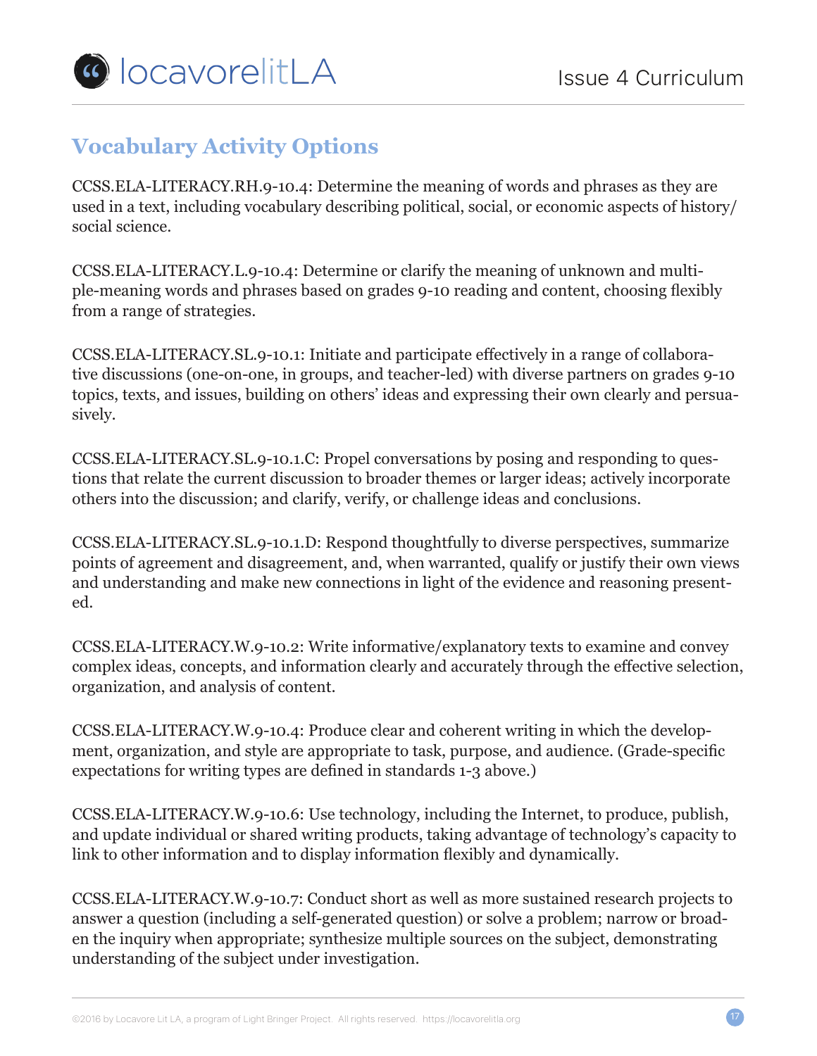## Vocabulary Activity Options

CCSS.ELA-LITERACY.RH.9-10.4: Determine the meaning of words and phrases as they are used in a text, including vocabulary describing political, social, or economic aspects of history/social science.

CCSS.ELA-LITERACY.L.9-10.4: Determine or clarify the meaning of unknown and multiple-meaning words and phrases based on grades 9-10 reading and content, choosing flexibly from a range of strategies.

CCSS.ELA-LITERACY.SL.9-10.1: Initiate and participate effectively in a range of collaborative discussions (one-on-one, in groups, and teacher-led) with diverse partners on grades 9-10 topics, texts, and issues, building on others' ideas and expressing their own clearly and persuasively.

CCSS.ELA-LITERACY.SL.9-10.1.C: Propel conversations by posing and responding to questions that relate the current discussion to broader themes or larger ideas; actively incorporate others into the discussion; and clarify, verify, or challenge ideas and conclusions.

CCSS.ELA-LITERACY.SL.9-10.1.D: Respond thoughtfully to diverse perspectives, summarize points of agreement and disagreement, and, when warranted, qualify or justify their own views and understanding and make new connections in light of the evidence and reasoning presented.

CCSS.ELA-LITERACY.W.9-10.2: Write informative/explanatory texts to examine and convey complex ideas, concepts, and information clearly and accurately through the effective selection, organization, and analysis of content.

CCSS.ELA-LITERACY.W.9-10.4: Produce clear and coherent writing in which the development, organization, and style are appropriate to task, purpose, and audience. (Grade-specific expectations for writing types are defined in standards 1-3 above.)

CCSS.ELA-LITERACY.W.9-10.6: Use technology, including the Internet, to produce, publish, and update individual or shared writing products, taking advantage of technology's capacity to link to other information and to display information flexibly and dynamically.

CCSS.ELA-LITERACY.W.9-10.7: Conduct short as well as more sustained research projects to answer a question (including a self-generated question) or solve a problem; narrow or broaden the inquiry when appropriate; synthesize multiple sources on the subject, demonstrating understanding of the subject under investigation.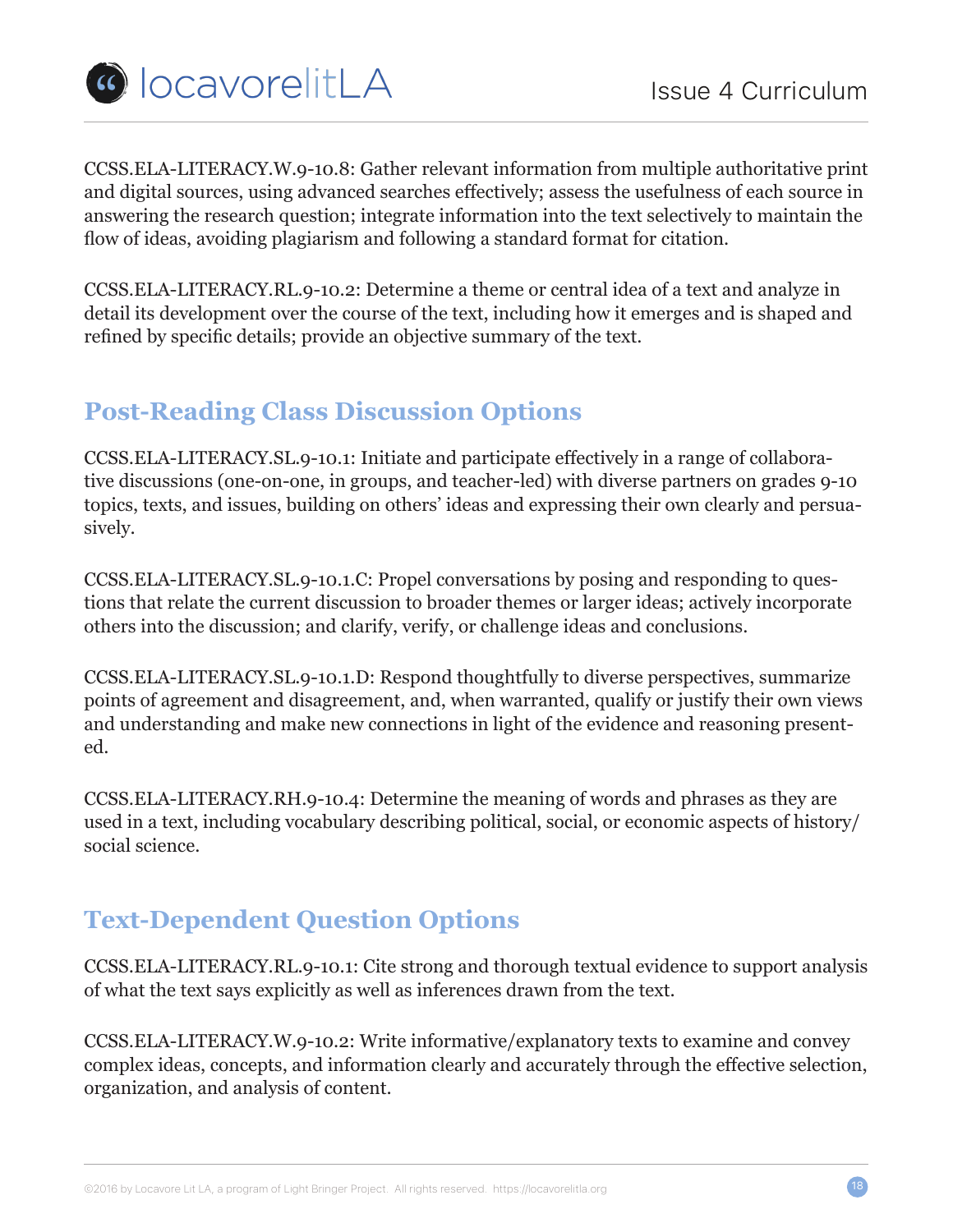CCSS.ELA-LITERACY.W.9-10.8: Gather relevant information from multiple authoritative print and digital sources, using advanced searches effectively; assess the usefulness of each source in answering the research question; integrate information into the text selectively to maintain the flow of ideas, avoiding plagiarism and following a standard format for citation.

CCSS.ELA-LITERACY.RL.9-10.2: Determine a theme or central idea of a text and analyze in detail its development over the course of the text, including how it emerges and is shaped and refined by specific details; provide an objective summary of the text.

## Post-Reading Class Discussion Options

CCSS.ELA-LITERACY.SL.9-10.1: Initiate and participate effectively in a range of collaborative discussions (one-on-one, in groups, and teacher-led) with diverse partners on grades 9-10 topics, texts, and issues, building on others' ideas and expressing their own clearly and persuasively.

CCSS.ELA-LITERACY.SL.9-10.1.C: Propel conversations by posing and responding to questions that relate the current discussion to broader themes or larger ideas; actively incorporate others into the discussion; and clarify, verify, or challenge ideas and conclusions.

CCSS.ELA-LITERACY.SL.9-10.1.D: Respond thoughtfully to diverse perspectives, summarize points of agreement and disagreement, and, when warranted, qualify or justify their own views and understanding and make new connections in light of the evidence and reasoning presented.

CCSS.ELA-LITERACY.RH.9-10.4: Determine the meaning of words and phrases as they are used in a text, including vocabulary describing political, social, or economic aspects of history/social science.

## Text-Dependent Question Options

CCSS.ELA-LITERACY.RL.9-10.1: Cite strong and thorough textual evidence to support analysis of what the text says explicitly as well as inferences drawn from the text.

CCSS.ELA-LITERACY.W.9-10.2: Write informative/explanatory texts to examine and convey complex ideas, concepts, and information clearly and accurately through the effective selection, organization, and analysis of content.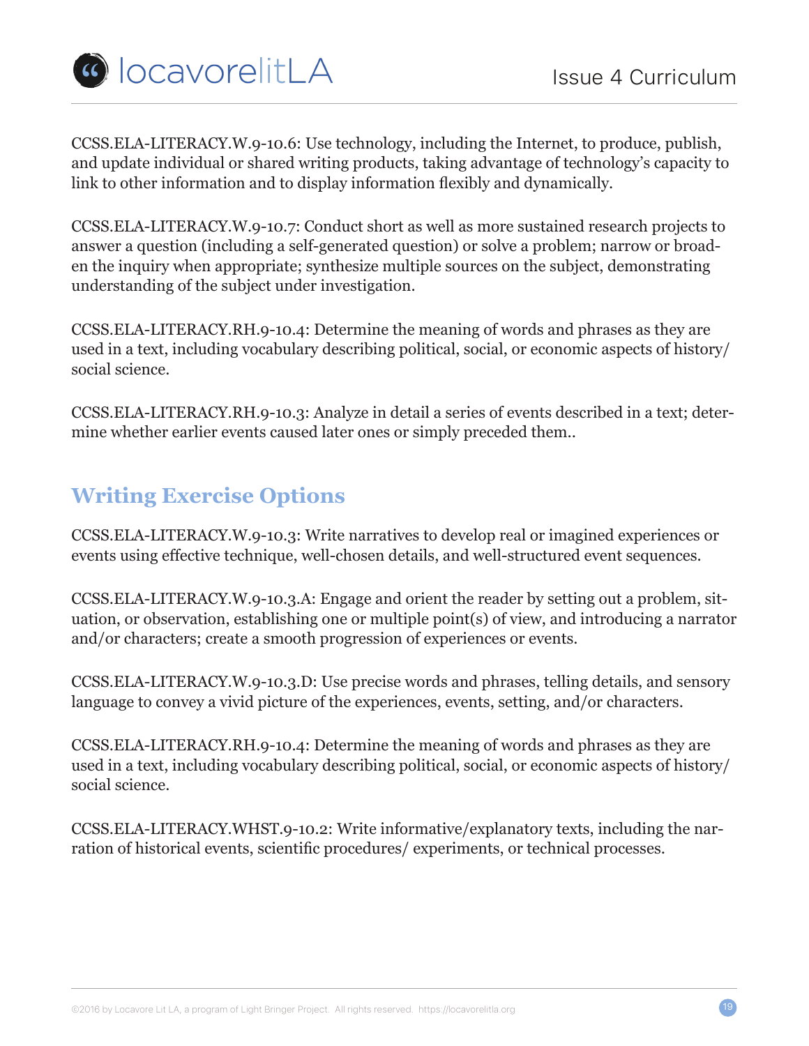CCSS.ELA-LITERACY.W.9-10.6: Use technology, including the Internet, to produce, publish, and update individual or shared writing products, taking advantage of technology's capacity to link to other information and to display information flexibly and dynamically.

CCSS.ELA-LITERACY.W.9-10.7: Conduct short as well as more sustained research projects to answer a question (including a self-generated question) or solve a problem; narrow or broaden the inquiry when appropriate; synthesize multiple sources on the subject, demonstrating understanding of the subject under investigation.

CCSS.ELA-LITERACY.RH.9-10.4: Determine the meaning of words and phrases as they are used in a text, including vocabulary describing political, social, or economic aspects of history/ social science.

CCSS.ELA-LITERACY.RH.9-10.3: Analyze in detail a series of events described in a text; determine whether earlier events caused later ones or simply preceded them..

## Writing Exercise Options

CCSS.ELA-LITERACY.W.9-10.3: Write narratives to develop real or imagined experiences or events using effective technique, well-chosen details, and well-structured event sequences.

CCSS.ELA-LITERACY.W.9-10.3.A: Engage and orient the reader by setting out a problem, situation, or observation, establishing one or multiple point(s) of view, and introducing a narrator and/or characters; create a smooth progression of experiences or events.

CCSS.ELA-LITERACY.W.9-10.3.D: Use precise words and phrases, telling details, and sensory language to convey a vivid picture of the experiences, events, setting, and/or characters.

CCSS.ELA-LITERACY.RH.9-10.4: Determine the meaning of words and phrases as they are used in a text, including vocabulary describing political, social, or economic aspects of history/ social science.

CCSS.ELA-LITERACY.WHST.9-10.2: Write informative/explanatory texts, including the narration of historical events, scientific procedures/ experiments, or technical processes.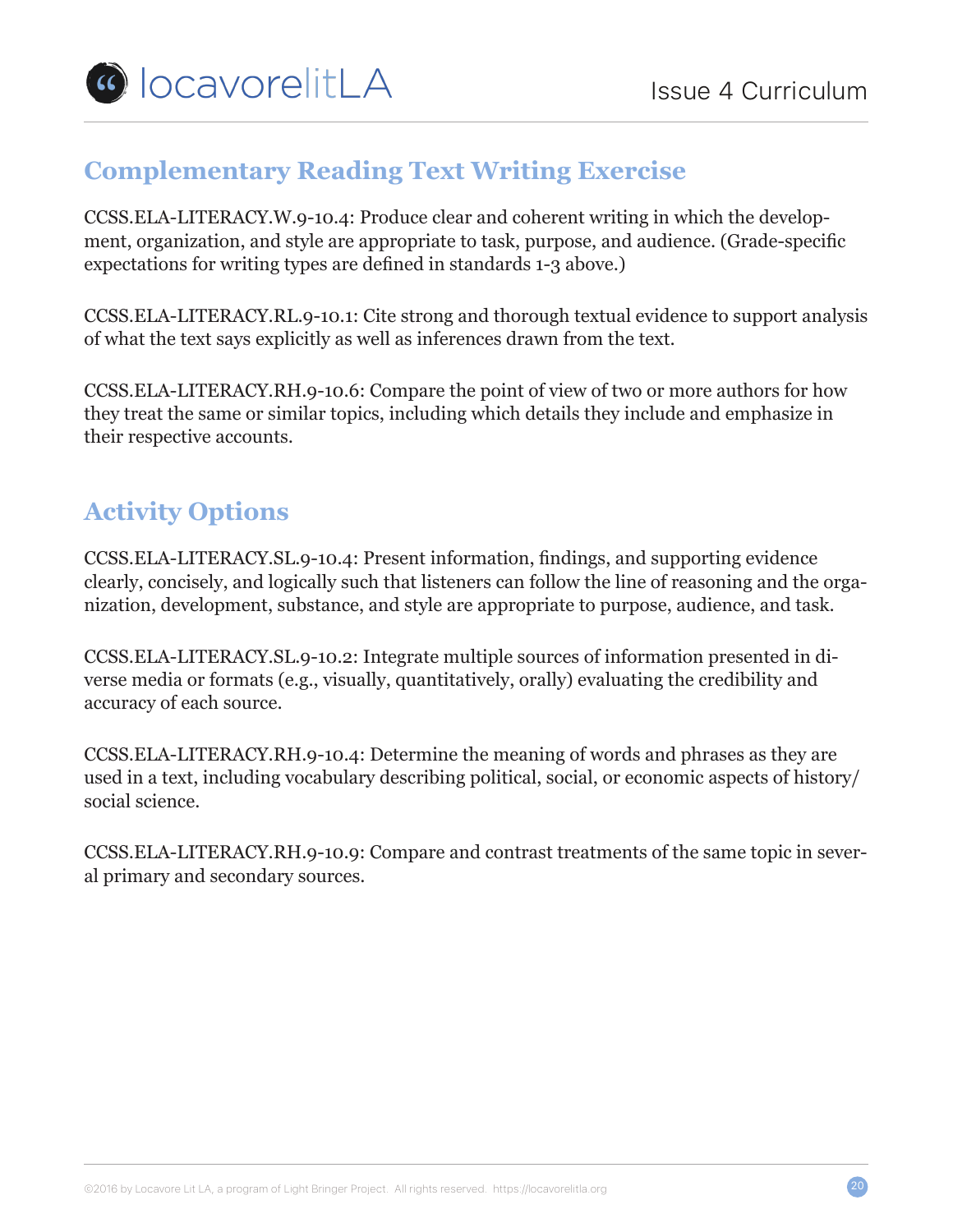## Complementary Reading Text Writing Exercise

CCSS.ELA-LITERACY.W.9-10.4: Produce clear and coherent writing in which the development, organization, and style are appropriate to task, purpose, and audience. (Grade-specific expectations for writing types are defined in standards 1-3 above.)

CCSS.ELA-LITERACY.RL.9-10.1: Cite strong and thorough textual evidence to support analysis of what the text says explicitly as well as inferences drawn from the text.

CCSS.ELA-LITERACY.RH.9-10.6: Compare the point of view of two or more authors for how they treat the same or similar topics, including which details they include and emphasize in their respective accounts.

## Activity Options

CCSS.ELA-LITERACY.SL.9-10.4: Present information, findings, and supporting evidence clearly, concisely, and logically such that listeners can follow the line of reasoning and the organization, development, substance, and style are appropriate to purpose, audience, and task.

CCSS.ELA-LITERACY.SL.9-10.2: Integrate multiple sources of information presented in diverse media or formats (e.g., visually, quantitatively, orally) evaluating the credibility and accuracy of each source.

CCSS.ELA-LITERACY.RH.9-10.4: Determine the meaning of words and phrases as they are used in a text, including vocabulary describing political, social, or economic aspects of history/social science.

CCSS.ELA-LITERACY.RH.9-10.9: Compare and contrast treatments of the same topic in several primary and secondary sources.